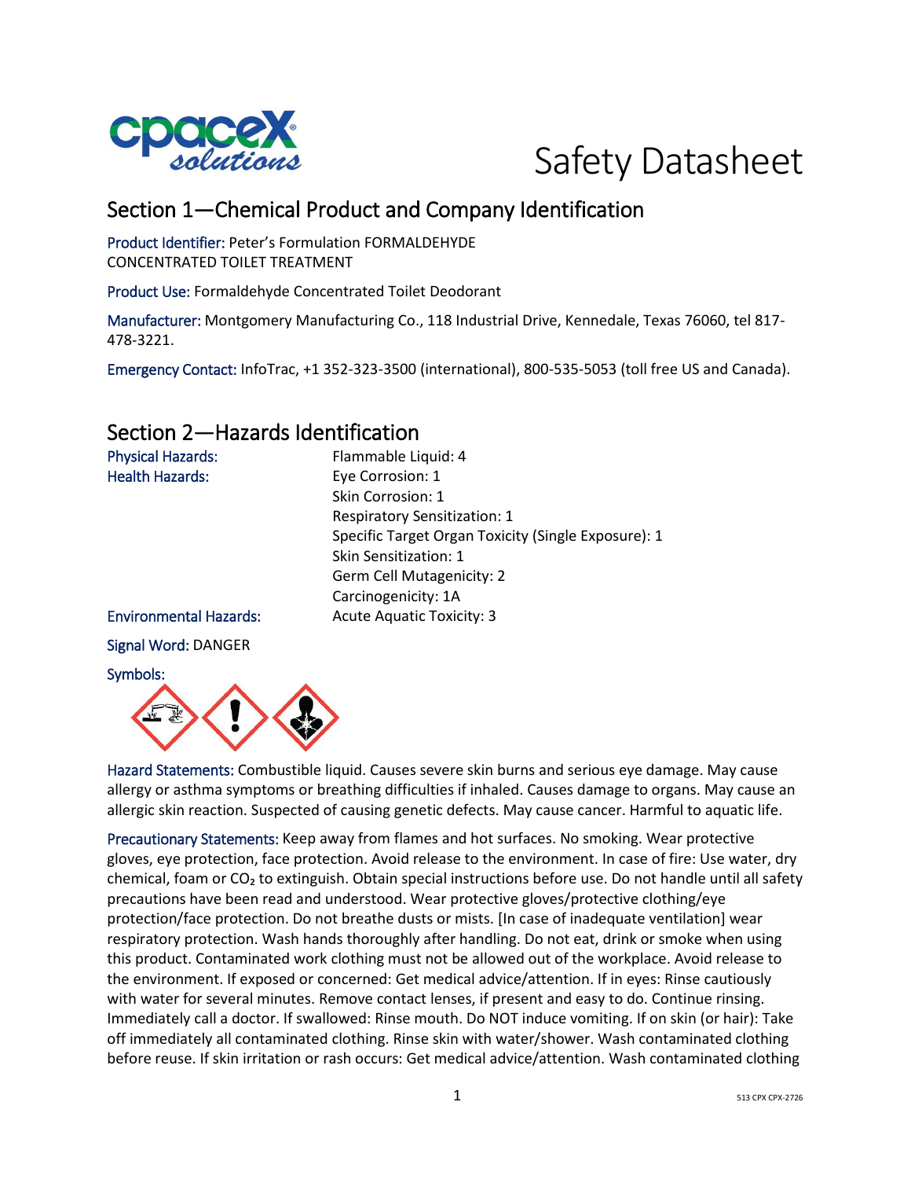# Safety Datasheet

## Section 1—Chemical Product and Company Identification

Product Identifier: Peter's Formulation FORMALDEHYDE CONCENTRATED TOILET TREATMENT

Product Use: Formaldehyde Concentrated Toilet Deodorant

Manufacturer: Montgomery Manufacturing Co., 118 Industrial Drive, Kennedale, Texas 76060, tel 817-478-3221.

Emergency Contact: InfoTrac, +1 352-323-3500 (international), 800-535-5053 (toll free US and Canada).

## Section 2—Hazards Identification

| | |
|---|---|
| Physical Hazards: | Flammable Liquid: 4 |
| Health Hazards: | Eye Corrosion: 1 |
| | Skin Corrosion: 1 |
| | Respiratory Sensitization: 1 |
| | Specific Target Organ Toxicity (Single Exposure): 1 |
| | Skin Sensitization: 1 |
| | Germ Cell Mutagenicity: 2 |
| | Carcinogenicity: 1A |
| Environmental Hazards: | Acute Aquatic Toxicity: 3 |

Signal Word: DANGER

Symbols:

Hazard Statements: Combustible liquid. Causes severe skin burns and serious eye damage. May cause allergy or asthma symptoms or breathing difficulties if inhaled. Causes damage to organs. May cause an allergic skin reaction. Suspected of causing genetic defects. May cause cancer. Harmful to aquatic life.

Precautionary Statements: Keep away from flames and hot surfaces. No smoking. Wear protective gloves, eye protection, face protection. Avoid release to the environment. In case of fire: Use water, dry chemical, foam or $CO_2$ to extinguish. Obtain special instructions before use. Do not handle until all safety precautions have been read and understood. Wear protective gloves/protective clothing/eye protection/face protection. Do not breathe dusts or mists. [In case of inadequate ventilation] wear respiratory protection. Wash hands thoroughly after handling. Do not eat, drink or smoke when using this product. Contaminated work clothing must not be allowed out of the workplace. Avoid release to the environment. If exposed or concerned: Get medical advice/attention. If in eyes: Rinse cautiously with water for several minutes. Remove contact lenses, if present and easy to do. Continue rinsing. Immediately call a doctor. If swallowed: Rinse mouth. Do NOT induce vomiting. If on skin (or hair): Take off immediately all contaminated clothing. Rinse skin with water/shower. Wash contaminated clothing before reuse. If skin irritation or rash occurs: Get medical advice/attention. Wash contaminated clothing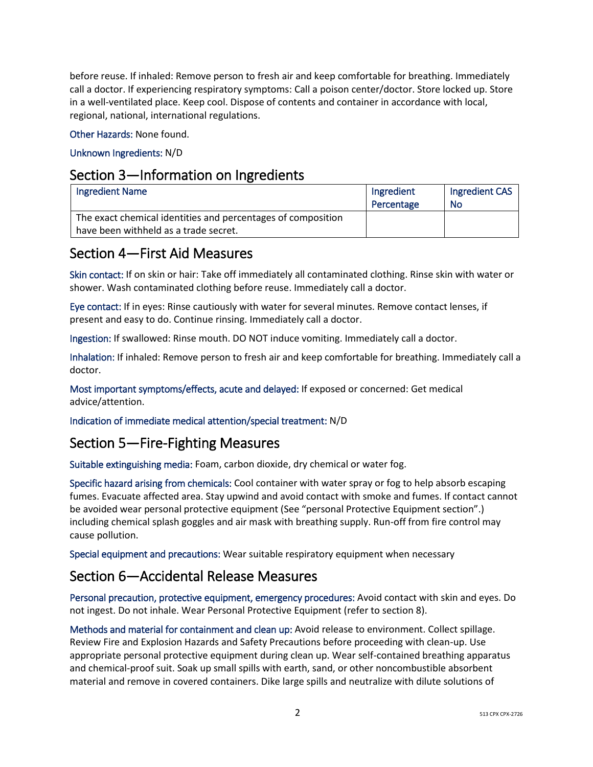before reuse. If inhaled: Remove person to fresh air and keep comfortable for breathing. Immediately call a doctor. If experiencing respiratory symptoms: Call a poison center/doctor. Store locked up. Store in a well-ventilated place. Keep cool. Dispose of contents and container in accordance with local, regional, national, international regulations.

Other Hazards: None found.

Unknown Ingredients: N/D

## Section 3—Information on Ingredients

| Ingredient Name | Ingredient Percentage | Ingredient CAS No |
|---|---|---|
| The exact chemical identities and percentages of composition have been withheld as a trade secret. | | |

## Section 4—First Aid Measures

Skin contact: If on skin or hair: Take off immediately all contaminated clothing. Rinse skin with water or shower. Wash contaminated clothing before reuse. Immediately call a doctor.

Eye contact: If in eyes: Rinse cautiously with water for several minutes. Remove contact lenses, if present and easy to do. Continue rinsing. Immediately call a doctor.

Ingestion: If swallowed: Rinse mouth. DO NOT induce vomiting. Immediately call a doctor.

Inhalation: If inhaled: Remove person to fresh air and keep comfortable for breathing. Immediately call a doctor.

Most important symptoms/effects, acute and delayed: If exposed or concerned: Get medical advice/attention.

Indication of immediate medical attention/special treatment: N/D

## Section 5—Fire-Fighting Measures

Suitable extinguishing media: Foam, carbon dioxide, dry chemical or water fog.

Specific hazard arising from chemicals: Cool container with water spray or fog to help absorb escaping fumes. Evacuate affected area. Stay upwind and avoid contact with smoke and fumes. If contact cannot be avoided wear personal protective equipment (See “personal Protective Equipment section”.) including chemical splash goggles and air mask with breathing supply. Run-off from fire control may cause pollution.

Special equipment and precautions: Wear suitable respiratory equipment when necessary

## Section 6—Accidental Release Measures

Personal precaution, protective equipment, emergency procedures: Avoid contact with skin and eyes. Do not ingest. Do not inhale. Wear Personal Protective Equipment (refer to section 8).

Methods and material for containment and clean up: Avoid release to environment. Collect spillage. Review Fire and Explosion Hazards and Safety Precautions before proceeding with clean-up. Use appropriate personal protective equipment during clean up. Wear self-contained breathing apparatus and chemical-proof suit. Soak up small spills with earth, sand, or other noncombustible absorbent material and remove in covered containers. Dike large spills and neutralize with dilute solutions of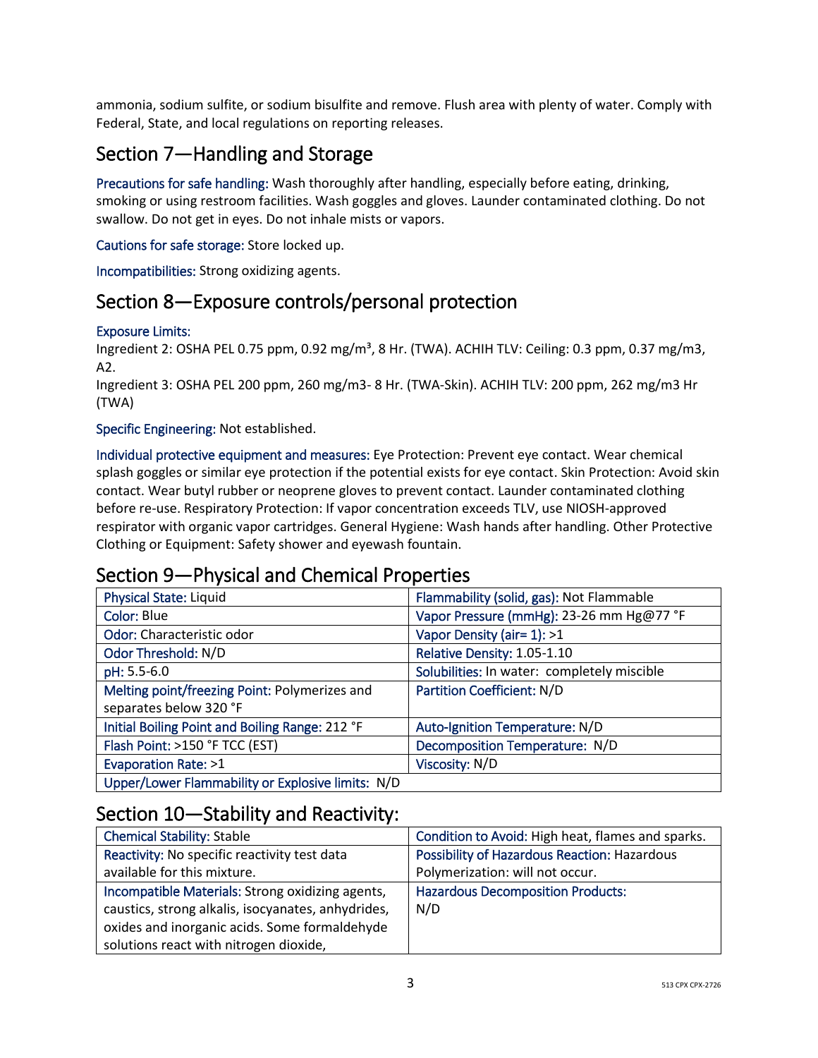ammonia, sodium sulfite, or sodium bisulfite and remove. Flush area with plenty of water. Comply with Federal, State, and local regulations on reporting releases.

## Section 7—Handling and Storage

Precautions for safe handling: Wash thoroughly after handling, especially before eating, drinking, smoking or using restroom facilities. Wash goggles and gloves. Launder contaminated clothing. Do not swallow. Do not get in eyes. Do not inhale mists or vapors.

Cautions for safe storage: Store locked up.

Incompatibilities: Strong oxidizing agents.

## Section 8—Exposure controls/personal protection

Exposure Limits:
Ingredient 2: OSHA PEL 0.75 ppm, 0.92 mg/m³, 8 Hr. (TWA). ACHIH TLV: Ceiling: 0.3 ppm, 0.37 mg/m3, A2.
Ingredient 3: OSHA PEL 200 ppm, 260 mg/m3- 8 Hr. (TWA-Skin). ACHIH TLV: 200 ppm, 262 mg/m3 Hr (TWA)

Specific Engineering: Not established.

Individual protective equipment and measures: Eye Protection: Prevent eye contact. Wear chemical splash goggles or similar eye protection if the potential exists for eye contact. Skin Protection: Avoid skin contact. Wear butyl rubber or neoprene gloves to prevent contact. Launder contaminated clothing before re-use. Respiratory Protection: If vapor concentration exceeds TLV, use NIOSH-approved respirator with organic vapor cartridges. General Hygiene: Wash hands after handling. Other Protective Clothing or Equipment: Safety shower and eyewash fountain.

## Section 9—Physical and Chemical Properties

| | |
|---|---|
| Physical State: Liquid | Flammability (solid, gas): Not Flammable |
| Color: Blue | Vapor Pressure (mmHg): 23-26 mm Hg@77 °F |
| Odor: Characteristic odor | Vapor Density (air= 1): >1 |
| Odor Threshold: N/D | Relative Density: 1.05-1.10 |
| pH: 5.5-6.0 | Solubilities: In water: completely miscible |
| Melting point/freezing Point: Polymerizes and separates below 320 °F | Partition Coefficient: N/D |
| Initial Boiling Point and Boiling Range: 212 °F | Auto-Ignition Temperature: N/D |
| Flash Point: >150 °F TCC (EST) | Decomposition Temperature: N/D |
| Evaporation Rate: >1 | Viscosity: N/D |
| Upper/Lower Flammability or Explosive limits: N/D | |

## Section 10—Stability and Reactivity:

| | |
|---|---|
| Chemical Stability: Stable | Condition to Avoid: High heat, flames and sparks. |
| Reactivity: No specific reactivity test data available for this mixture. | Possibility of Hazardous Reaction: Hazardous Polymerization: will not occur. |
| Incompatible Materials: Strong oxidizing agents, caustics, strong alkalis, isocyanates, anhydrides, oxides and inorganic acids. Some formaldehyde solutions react with nitrogen dioxide, | Hazardous Decomposition Products: N/D |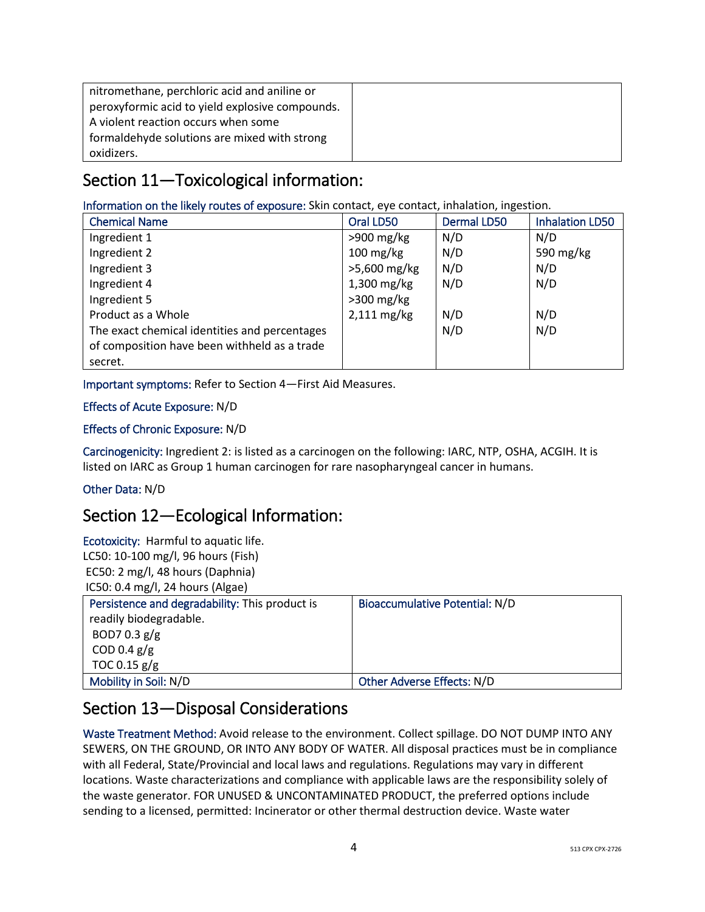| nitromethane, perchloric acid and aniline or peroxyformic acid to yield explosive compounds. A violent reaction occurs when some formaldehyde solutions are mixed with strong oxidizers. | |
|---|---|

## Section 11—Toxicological information:

Information on the likely routes of exposure: Skin contact, eye contact, inhalation, ingestion.

| Chemical Name | Oral LD50 | Dermal LD50 | Inhalation LD50 |
|---|---|---|---|
| Ingredient 1 | >900 mg/kg | N/D | N/D |
| Ingredient 2 | 100 mg/kg | N/D | 590 mg/kg |
| Ingredient 3 | >5,600 mg/kg | N/D | N/D |
| Ingredient 4 | 1,300 mg/kg | N/D | N/D |
| Ingredient 5 | >300 mg/kg | | |
| Product as a Whole | 2,111 mg/kg | N/D | N/D |
| The exact chemical identities and percentages of composition have been withheld as a trade secret. | | N/D | N/D |

Important symptoms: Refer to Section 4—First Aid Measures.

Effects of Acute Exposure: N/D

Effects of Chronic Exposure: N/D

Carcinogenicity: Ingredient 2: is listed as a carcinogen on the following: IARC, NTP, OSHA, ACGIH. It is listed on IARC as Group 1 human carcinogen for rare nasopharyngeal cancer in humans.

Other Data: N/D

## Section 12—Ecological Information:

Ecotoxicity: Harmful to aquatic life.
LC50: 10-100 mg/l, 96 hours (Fish)
EC50: 2 mg/l, 48 hours (Daphnia)
IC50: 0.4 mg/l, 24 hours (Algae)

| Persistence and degradability: This product is readily biodegradable. BOD7 0.3 g/g COD 0.4 g/g TOC 0.15 g/g | Bioaccumulative Potential: N/D |
|---|---|
| Mobility in Soil: N/D | Other Adverse Effects: N/D |

## Section 13—Disposal Considerations

Waste Treatment Method: Avoid release to the environment. Collect spillage. DO NOT DUMP INTO ANY SEWERS, ON THE GROUND, OR INTO ANY BODY OF WATER. All disposal practices must be in compliance with all Federal, State/Provincial and local laws and regulations. Regulations may vary in different locations. Waste characterizations and compliance with applicable laws are the responsibility solely of the waste generator. FOR UNUSED & UNCONTAMINATED PRODUCT, the preferred options include sending to a licensed, permitted: Incinerator or other thermal destruction device. Waste water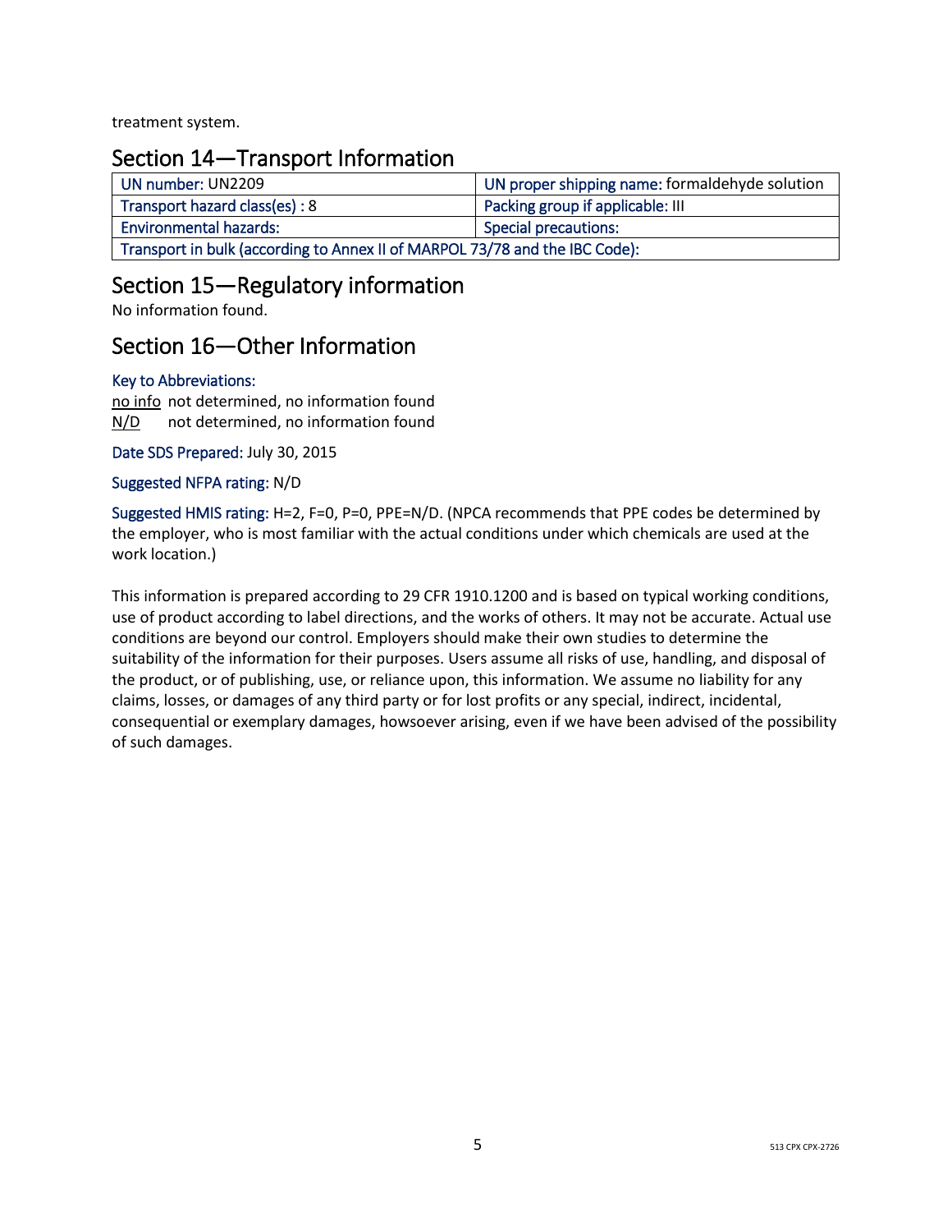treatment system.

## Section 14—Transport Information

| | |
|---|---|
| UN number: UN2209 | UN proper shipping name: formaldehyde solution |
| Transport hazard class(es) : 8 | Packing group if applicable: III |
| Environmental hazards: | Special precautions: |
| Transport in bulk (according to Annex II of MARPOL 73/78 and the IBC Code): | |

## Section 15—Regulatory information

No information found.

## Section 16—Other Information

Key to Abbreviations:

no info not determined, no information found
N/D not determined, no information found

Date SDS Prepared: July 30, 2015

Suggested NFPA rating: N/D

Suggested HMIS rating: H=2, F=0, P=0, PPE=N/D. (NPCA recommends that PPE codes be determined by the employer, who is most familiar with the actual conditions under which chemicals are used at the work location.)

This information is prepared according to 29 CFR 1910.1200 and is based on typical working conditions, use of product according to label directions, and the works of others. It may not be accurate. Actual use conditions are beyond our control. Employers should make their own studies to determine the suitability of the information for their purposes. Users assume all risks of use, handling, and disposal of the product, or of publishing, use, or reliance upon, this information. We assume no liability for any claims, losses, or damages of any third party or for lost profits or any special, indirect, incidental, consequential or exemplary damages, howsoever arising, even if we have been advised of the possibility of such damages.

513 CPX CPX-2726